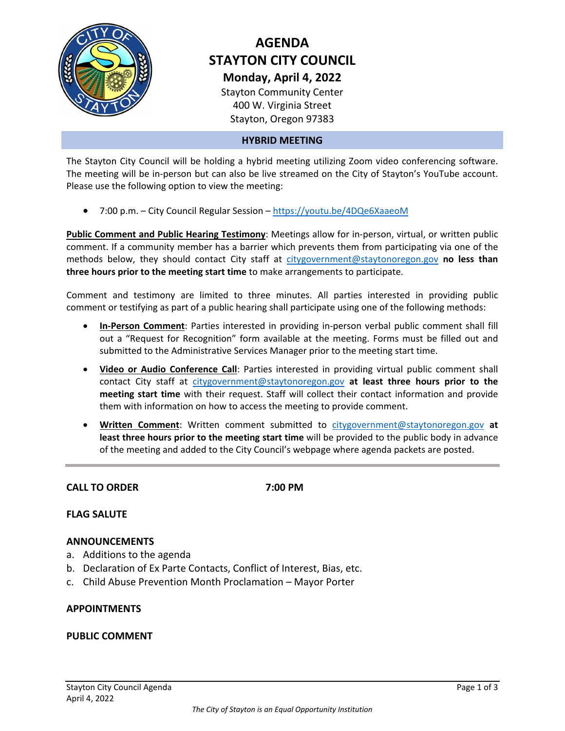# AGENDA
# STAYTON CITY COUNCIL

## Monday, April 4, 2022

Stayton Community Center
400 W. Virginia Street
Stayton, Oregon 97383

### HYBRID MEETING

The Stayton City Council will be holding a hybrid meeting utilizing Zoom video conferencing software. The meeting will be in-person but can also be live streamed on the City of Stayton's YouTube account. Please use the following option to view the meeting:

- 7:00 p.m. – City Council Regular Session – https://youtu.be/4DQe6XaaeoM

**Public Comment and Public Hearing Testimony**: Meetings allow for in-person, virtual, or written public comment. If a community member has a barrier which prevents them from participating via one of the methods below, they should contact City staff at citygovernment@staytonoregon.gov **no less than three hours prior to the meeting start time** to make arrangements to participate.

Comment and testimony are limited to three minutes. All parties interested in providing public comment or testifying as part of a public hearing shall participate using one of the following methods:

- **In-Person Comment**: Parties interested in providing in-person verbal public comment shall fill out a "Request for Recognition" form available at the meeting. Forms must be filled out and submitted to the Administrative Services Manager prior to the meeting start time.
- **Video or Audio Conference Call**: Parties interested in providing virtual public comment shall contact City staff at citygovernment@staytonoregon.gov **at least three hours prior to the meeting start time** with their request. Staff will collect their contact information and provide them with information on how to access the meeting to provide comment.
- **Written Comment**: Written comment submitted to citygovernment@staytonoregon.gov **at least three hours prior to the meeting start time** will be provided to the public body in advance of the meeting and added to the City Council's webpage where agenda packets are posted.

---

**CALL TO ORDER** 7:00 PM

**FLAG SALUTE**

**ANNOUNCEMENTS**

a. Additions to the agenda
b. Declaration of Ex Parte Contacts, Conflict of Interest, Bias, etc.
c. Child Abuse Prevention Month Proclamation – Mayor Porter

**APPOINTMENTS**

**PUBLIC COMMENT**

*The City of Stayton is an Equal Opportunity Institution*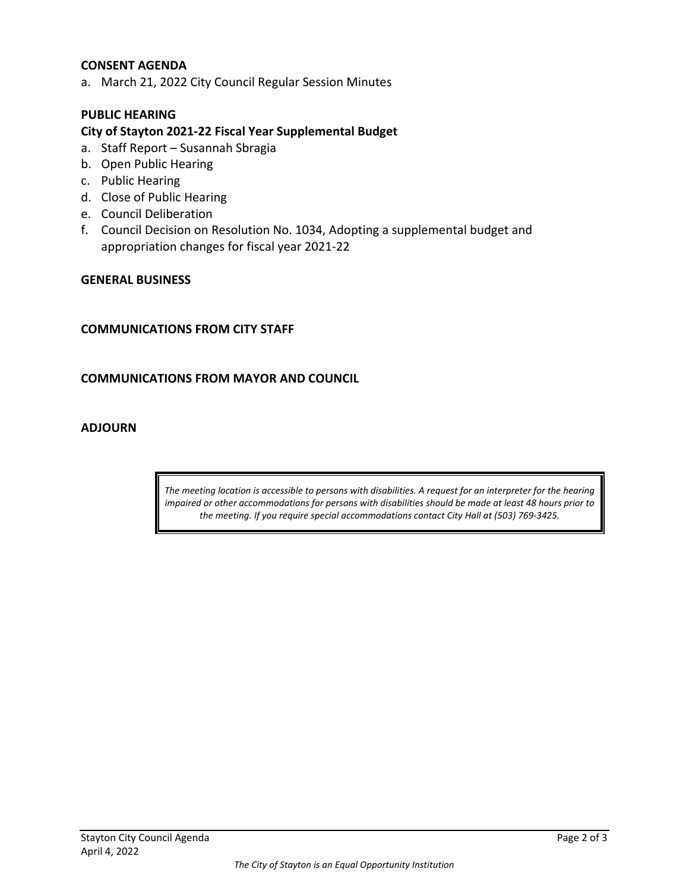**CONSENT AGENDA**

a. March 21, 2022 City Council Regular Session Minutes

**PUBLIC HEARING**

**City of Stayton 2021-22 Fiscal Year Supplemental Budget**

a. Staff Report – Susannah Sbragia
b. Open Public Hearing
c. Public Hearing
d. Close of Public Hearing
e. Council Deliberation
f. Council Decision on Resolution No. 1034, Adopting a supplemental budget and appropriation changes for fiscal year 2021-22

**GENERAL BUSINESS**

**COMMUNICATIONS FROM CITY STAFF**

**COMMUNICATIONS FROM MAYOR AND COUNCIL**

**ADJOURN**

*The meeting location is accessible to persons with disabilities. A request for an interpreter for the hearing impaired or other accommodations for persons with disabilities should be made at least 48 hours prior to the meeting. If you require special accommodations contact City Hall at (503) 769-3425.*

*The City of Stayton is an Equal Opportunity Institution*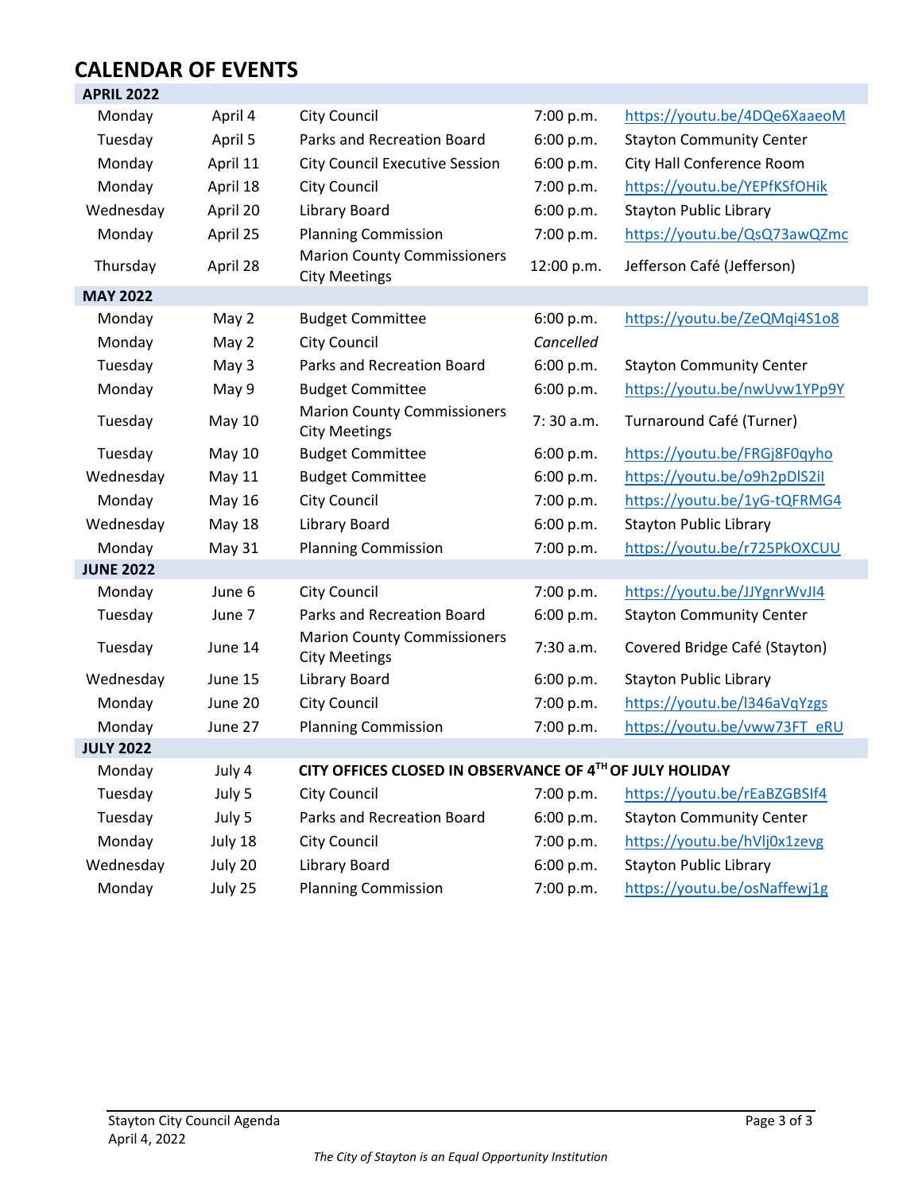# CALENDAR OF EVENTS

| | | | | |
|---|---|---|---|---|
| **APRIL 2022** | | | | |
| Monday | April 4 | City Council | 7:00 p.m. | https://youtu.be/4DQe6XaaeoM |
| Tuesday | April 5 | Parks and Recreation Board | 6:00 p.m. | Stayton Community Center |
| Monday | April 11 | City Council Executive Session | 6:00 p.m. | City Hall Conference Room |
| Monday | April 18 | City Council | 7:00 p.m. | https://youtu.be/YEPfKSfOHik |
| Wednesday | April 20 | Library Board | 6:00 p.m. | Stayton Public Library |
| Monday | April 25 | Planning Commission | 7:00 p.m. | https://youtu.be/QsQ73awQZmc |
| Thursday | April 28 | Marion County Commissioners City Meetings | 12:00 p.m. | Jefferson Café (Jefferson) |
| **MAY 2022** | | | | |
| Monday | May 2 | Budget Committee | 6:00 p.m. | https://youtu.be/ZeQMqi4S1o8 |
| Monday | May 2 | City Council | *Cancelled* | |
| Tuesday | May 3 | Parks and Recreation Board | 6:00 p.m. | Stayton Community Center |
| Monday | May 9 | Budget Committee | 6:00 p.m. | https://youtu.be/nwUvw1YPp9Y |
| Tuesday | May 10 | Marion County Commissioners City Meetings | 7: 30 a.m. | Turnaround Café (Turner) |
| Tuesday | May 10 | Budget Committee | 6:00 p.m. | https://youtu.be/FRGj8F0qyho |
| Wednesday | May 11 | Budget Committee | 6:00 p.m. | https://youtu.be/o9h2pDlS2iI |
| Monday | May 16 | City Council | 7:00 p.m. | https://youtu.be/1yG-tQFRMG4 |
| Wednesday | May 18 | Library Board | 6:00 p.m. | Stayton Public Library |
| Monday | May 31 | Planning Commission | 7:00 p.m. | https://youtu.be/r725PkOXCUU |
| **JUNE 2022** | | | | |
| Monday | June 6 | City Council | 7:00 p.m. | https://youtu.be/JJYgnrWvJI4 |
| Tuesday | June 7 | Parks and Recreation Board | 6:00 p.m. | Stayton Community Center |
| Tuesday | June 14 | Marion County Commissioners City Meetings | 7:30 a.m. | Covered Bridge Café (Stayton) |
| Wednesday | June 15 | Library Board | 6:00 p.m. | Stayton Public Library |
| Monday | June 20 | City Council | 7:00 p.m. | https://youtu.be/l346aVqYzgs |
| Monday | June 27 | Planning Commission | 7:00 p.m. | https://youtu.be/vww73FT_eRU |
| **JULY 2022** | | | | |
| Monday | July 4 | **CITY OFFICES CLOSED IN OBSERVANCE OF 4TH OF JULY HOLIDAY** | | |
| Tuesday | July 5 | City Council | 7:00 p.m. | https://youtu.be/rEaBZGBSIf4 |
| Tuesday | July 5 | Parks and Recreation Board | 6:00 p.m. | Stayton Community Center |
| Monday | July 18 | City Council | 7:00 p.m. | https://youtu.be/hVlj0x1zevg |
| Wednesday | July 20 | Library Board | 6:00 p.m. | Stayton Public Library |
| Monday | July 25 | Planning Commission | 7:00 p.m. | https://youtu.be/osNaffewj1g |

*The City of Stayton is an Equal Opportunity Institution*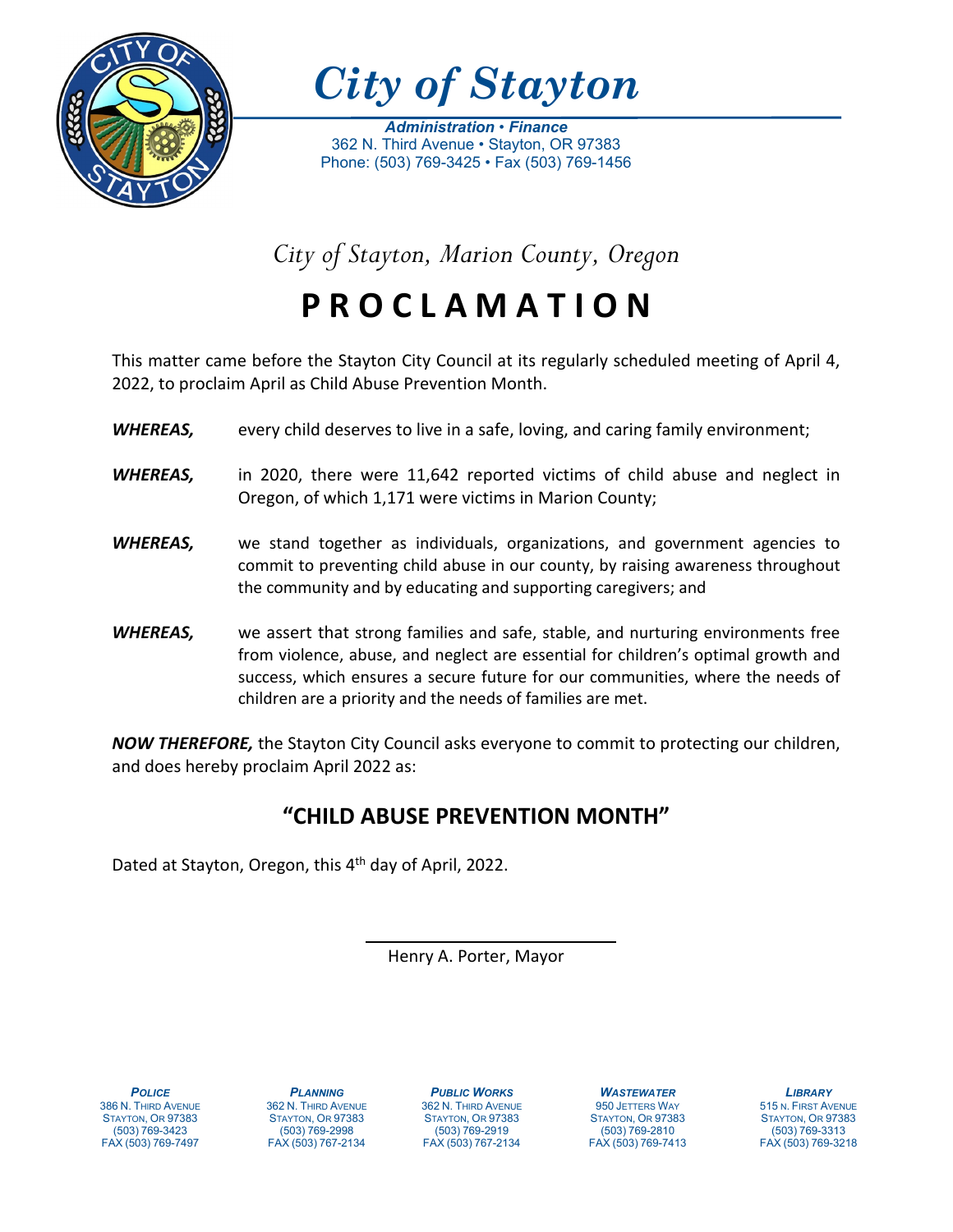# City of Stayton

***Administration • Finance***
362 N. Third Avenue • Stayton, OR 97383
Phone: (503) 769-3425 • Fax (503) 769-1456

*City of Stayton, Marion County, Oregon*

# PROCLAMATION

This matter came before the Stayton City Council at its regularly scheduled meeting of April 4, 2022, to proclaim April as Child Abuse Prevention Month.

***WHEREAS,*** every child deserves to live in a safe, loving, and caring family environment;

***WHEREAS,*** in 2020, there were 11,642 reported victims of child abuse and neglect in Oregon, of which 1,171 were victims in Marion County;

***WHEREAS,*** we stand together as individuals, organizations, and government agencies to commit to preventing child abuse in our county, by raising awareness throughout the community and by educating and supporting caregivers; and

***WHEREAS,*** we assert that strong families and safe, stable, and nurturing environments free from violence, abuse, and neglect are essential for children's optimal growth and success, which ensures a secure future for our communities, where the needs of children are a priority and the needs of families are met.

***NOW THEREFORE,*** the Stayton City Council asks everyone to commit to protecting our children, and does hereby proclaim April 2022 as:

## "CHILD ABUSE PREVENTION MONTH"

Dated at Stayton, Oregon, this 4th day of April, 2022.

\_\_\_\_\_\_\_\_\_\_\_\_\_\_\_\_\_\_\_\_\_\_\_\_\_\_\_\_
Henry A. Porter, Mayor

***POLICE***
386 N. Third Avenue
Stayton, Or 97383
(503) 769-3423
FAX (503) 769-7497

***PLANNING***
362 N. Third Avenue
Stayton, Or 97383
(503) 769-2998
FAX (503) 767-2134

***PUBLIC WORKS***
362 N. Third Avenue
Stayton, Or 97383
(503) 769-2919
FAX (503) 767-2134

***WASTEWATER***
950 Jetters Way
Stayton, Or 97383
(503) 769-2810
FAX (503) 769-7413

***LIBRARY***
515 N. First Avenue
Stayton, Or 97383
(503) 769-3313
FAX (503) 769-3218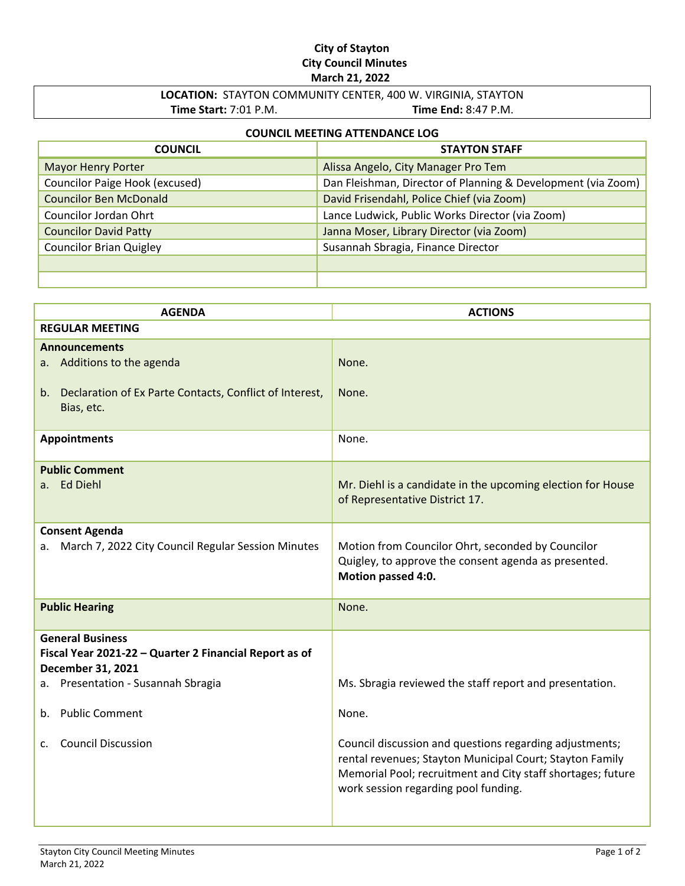**City of Stayton**
**City Council Minutes**
**March 21, 2022**

| **LOCATION:** STAYTON COMMUNITY CENTER, 400 W. VIRGINIA, STAYTON | |
|---|---|
| **Time Start:** 7:01 P.M. | **Time End:** 8:47 P.M. |

**COUNCIL MEETING ATTENDANCE LOG**

| COUNCIL | STAYTON STAFF |
|---|---|
| Mayor Henry Porter | Alissa Angelo, City Manager Pro Tem |
| Councilor Paige Hook (excused) | Dan Fleishman, Director of Planning & Development (via Zoom) |
| Councilor Ben McDonald | David Frisendahl, Police Chief (via Zoom) |
| Councilor Jordan Ohrt | Lance Ludwick, Public Works Director (via Zoom) |
| Councilor David Patty | Janna Moser, Library Director (via Zoom) |
| Councilor Brian Quigley | Susannah Sbragia, Finance Director |
| | |
| | |

| AGENDA | ACTIONS |
|---|---|
| **REGULAR MEETING** | |
| **Announcements** | |
| a. Additions to the agenda | None. |
| b. Declaration of Ex Parte Contacts, Conflict of Interest, Bias, etc. | None. |
| **Appointments** | None. |
| **Public Comment** | |
| a. Ed Diehl | Mr. Diehl is a candidate in the upcoming election for House of Representative District 17. |
| **Consent Agenda** | |
| a. March 7, 2022 City Council Regular Session Minutes | Motion from Councilor Ohrt, seconded by Councilor Quigley, to approve the consent agenda as presented. **Motion passed 4:0.** |
| **Public Hearing** | None. |
| **General Business** | |
| **Fiscal Year 2021-22 – Quarter 2 Financial Report as of December 31, 2021** | |
| a. Presentation - Susannah Sbragia | Ms. Sbragia reviewed the staff report and presentation. |
| b. Public Comment | None. |
| c. Council Discussion | Council discussion and questions regarding adjustments; rental revenues; Stayton Municipal Court; Stayton Family Memorial Pool; recruitment and City staff shortages; future work session regarding pool funding. |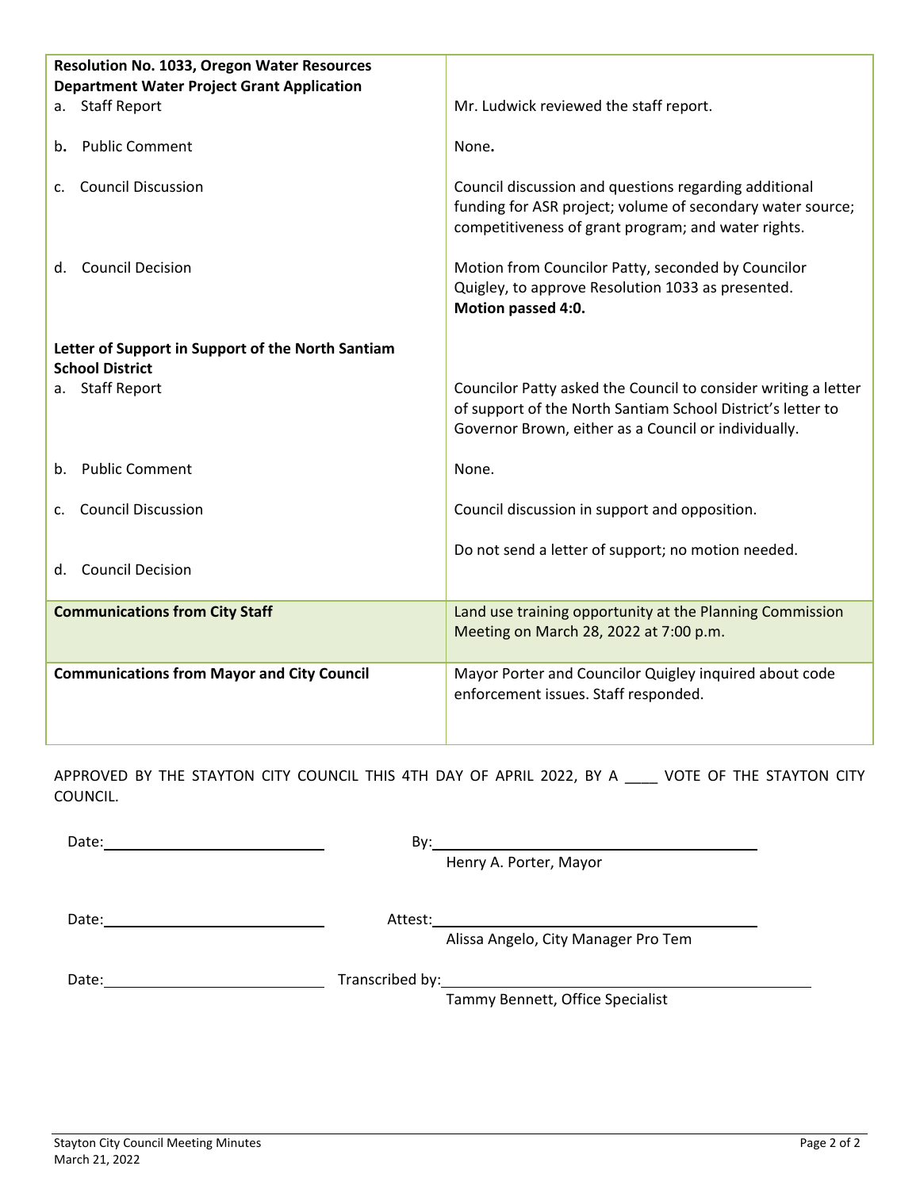| | |
|---|---|
| **Resolution No. 1033, Oregon Water Resources Department Water Project Grant Application** | |
| a. Staff Report | Mr. Ludwick reviewed the staff report. |
| b. Public Comment | None. |
| c. Council Discussion | Council discussion and questions regarding additional funding for ASR project; volume of secondary water source; competitiveness of grant program; and water rights. |
| d. Council Decision | Motion from Councilor Patty, seconded by Councilor Quigley, to approve Resolution 1033 as presented. **Motion passed 4:0.** |
| **Letter of Support in Support of the North Santiam School District** | |
| a. Staff Report | Councilor Patty asked the Council to consider writing a letter of support of the North Santiam School District's letter to Governor Brown, either as a Council or individually. |
| b. Public Comment | None. |
| c. Council Discussion | Council discussion in support and opposition. |
| d. Council Decision | Do not send a letter of support; no motion needed. |
| **Communications from City Staff** | Land use training opportunity at the Planning Commission Meeting on March 28, 2022 at 7:00 p.m. |
| **Communications from Mayor and City Council** | Mayor Porter and Councilor Quigley inquired about code enforcement issues. Staff responded. |

APPROVED BY THE STAYTON CITY COUNCIL THIS 4TH DAY OF APRIL 2022, BY A ____ VOTE OF THE STAYTON CITY COUNCIL.

Date: ____________________ By: ______________________________
Henry A. Porter, Mayor

Date: ____________________ Attest: ______________________________
Alissa Angelo, City Manager Pro Tem

Date: ____________________ Transcribed by: ______________________________
Tammy Bennett, Office Specialist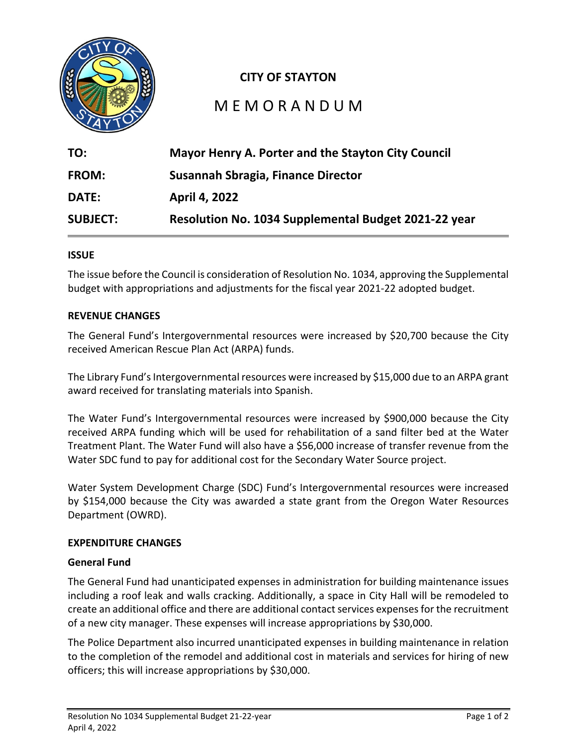**CITY OF STAYTON**

# MEMORANDUM

**TO:** **Mayor Henry A. Porter and the Stayton City Council**

**FROM:** **Susannah Sbragia, Finance Director**

**DATE:** **April 4, 2022**

**SUBJECT:** **Resolution No. 1034 Supplemental Budget 2021-22 year**

## ISSUE

The issue before the Council is consideration of Resolution No. 1034, approving the Supplemental budget with appropriations and adjustments for the fiscal year 2021-22 adopted budget.

## REVENUE CHANGES

The General Fund's Intergovernmental resources were increased by $20,700 because the City received American Rescue Plan Act (ARPA) funds.

The Library Fund's Intergovernmental resources were increased by $15,000 due to an ARPA grant award received for translating materials into Spanish.

The Water Fund's Intergovernmental resources were increased by $900,000 because the City received ARPA funding which will be used for rehabilitation of a sand filter bed at the Water Treatment Plant. The Water Fund will also have a $56,000 increase of transfer revenue from the Water SDC fund to pay for additional cost for the Secondary Water Source project.

Water System Development Charge (SDC) Fund's Intergovernmental resources were increased by $154,000 because the City was awarded a state grant from the Oregon Water Resources Department (OWRD).

## EXPENDITURE CHANGES

### General Fund

The General Fund had unanticipated expenses in administration for building maintenance issues including a roof leak and walls cracking. Additionally, a space in City Hall will be remodeled to create an additional office and there are additional contact services expenses for the recruitment of a new city manager. These expenses will increase appropriations by $30,000.

The Police Department also incurred unanticipated expenses in building maintenance in relation to the completion of the remodel and additional cost in materials and services for hiring of new officers; this will increase appropriations by $30,000.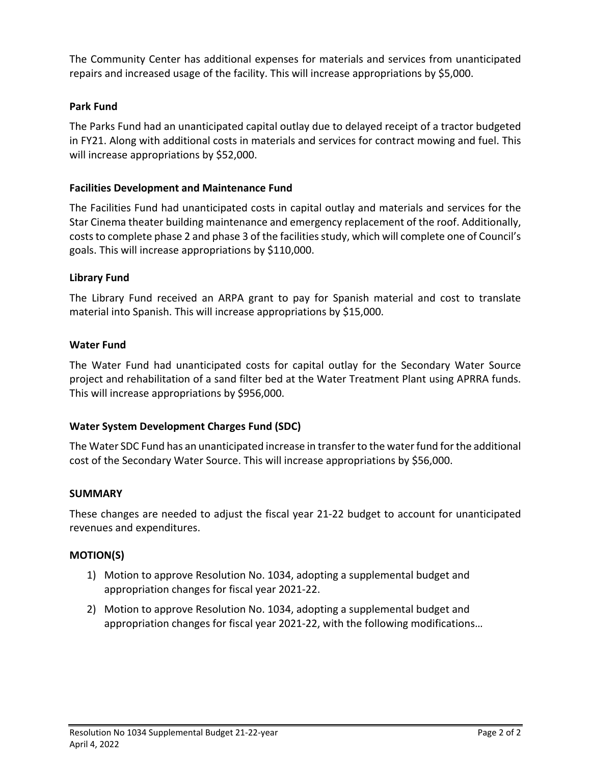The Community Center has additional expenses for materials and services from unanticipated repairs and increased usage of the facility. This will increase appropriations by $5,000.

### Park Fund

The Parks Fund had an unanticipated capital outlay due to delayed receipt of a tractor budgeted in FY21. Along with additional costs in materials and services for contract mowing and fuel. This will increase appropriations by $52,000.

### Facilities Development and Maintenance Fund

The Facilities Fund had unanticipated costs in capital outlay and materials and services for the Star Cinema theater building maintenance and emergency replacement of the roof. Additionally, costs to complete phase 2 and phase 3 of the facilities study, which will complete one of Council's goals. This will increase appropriations by $110,000.

### Library Fund

The Library Fund received an ARPA grant to pay for Spanish material and cost to translate material into Spanish. This will increase appropriations by $15,000.

### Water Fund

The Water Fund had unanticipated costs for capital outlay for the Secondary Water Source project and rehabilitation of a sand filter bed at the Water Treatment Plant using APRRA funds. This will increase appropriations by $956,000.

### Water System Development Charges Fund (SDC)

The Water SDC Fund has an unanticipated increase in transfer to the water fund for the additional cost of the Secondary Water Source. This will increase appropriations by $56,000.

### SUMMARY

These changes are needed to adjust the fiscal year 21-22 budget to account for unanticipated revenues and expenditures.

### MOTION(S)

1) Motion to approve Resolution No. 1034, adopting a supplemental budget and appropriation changes for fiscal year 2021-22.
2) Motion to approve Resolution No. 1034, adopting a supplemental budget and appropriation changes for fiscal year 2021-22, with the following modifications…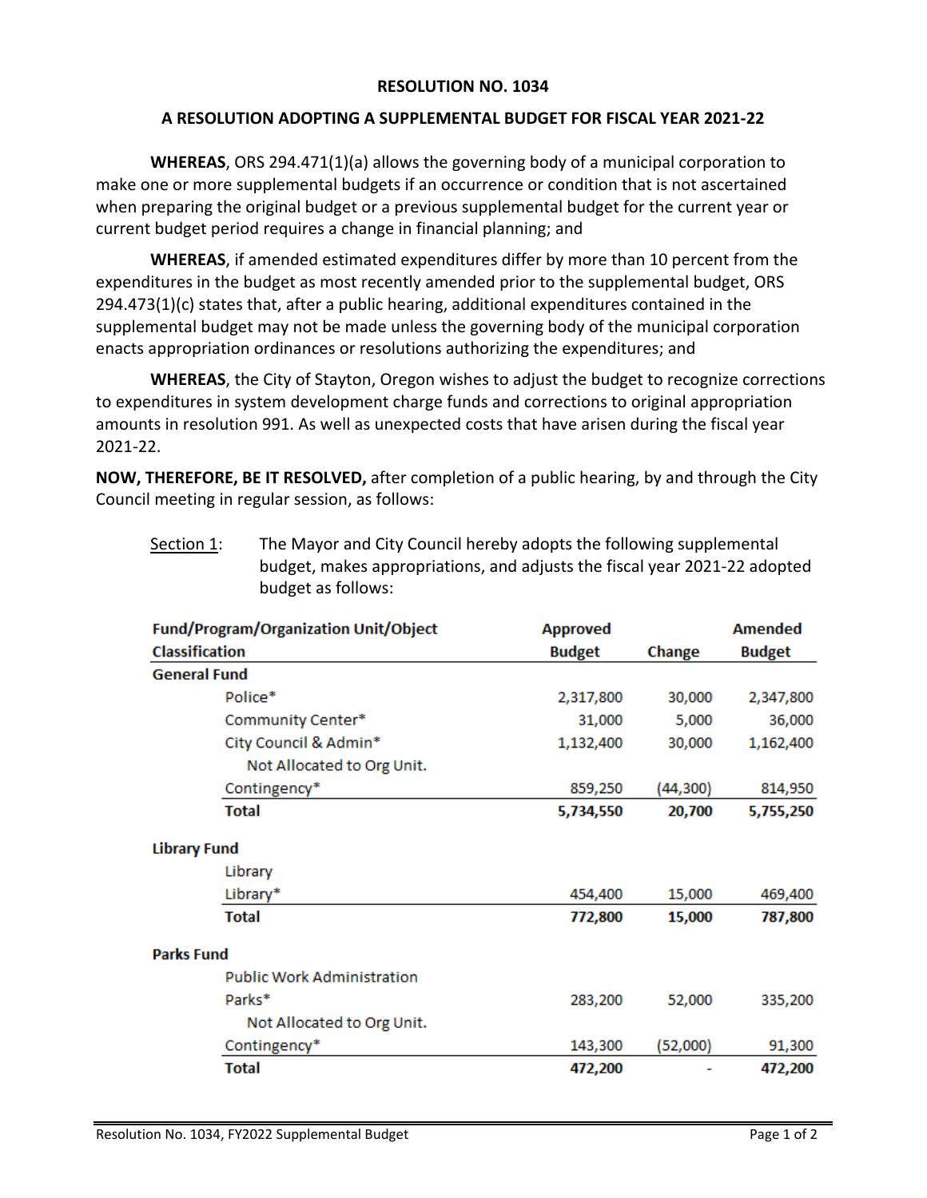**RESOLUTION NO. 1034**

**A RESOLUTION ADOPTING A SUPPLEMENTAL BUDGET FOR FISCAL YEAR 2021-22**

**WHEREAS**, ORS 294.471(1)(a) allows the governing body of a municipal corporation to make one or more supplemental budgets if an occurrence or condition that is not ascertained when preparing the original budget or a previous supplemental budget for the current year or current budget period requires a change in financial planning; and

**WHEREAS**, if amended estimated expenditures differ by more than 10 percent from the expenditures in the budget as most recently amended prior to the supplemental budget, ORS 294.473(1)(c) states that, after a public hearing, additional expenditures contained in the supplemental budget may not be made unless the governing body of the municipal corporation enacts appropriation ordinances or resolutions authorizing the expenditures; and

**WHEREAS**, the City of Stayton, Oregon wishes to adjust the budget to recognize corrections to expenditures in system development charge funds and corrections to original appropriation amounts in resolution 991. As well as unexpected costs that have arisen during the fiscal year 2021-22.

**NOW, THEREFORE, BE IT RESOLVED,** after completion of a public hearing, by and through the City Council meeting in regular session, as follows:

Section 1: The Mayor and City Council hereby adopts the following supplemental budget, makes appropriations, and adjusts the fiscal year 2021-22 adopted budget as follows:

| Fund/Program/Organization Unit/Object Classification | Approved Budget | Change | Amended Budget |
|---|---|---|---|
| **General Fund** | | | |
| Police* | 2,317,800 | 30,000 | 2,347,800 |
| Community Center* | 31,000 | 5,000 | 36,000 |
| City Council & Admin* | 1,132,400 | 30,000 | 1,162,400 |
| Not Allocated to Org Unit. | | | |
| Contingency* | 859,250 | (44,300) | 814,950 |
| **Total** | **5,734,550** | **20,700** | **5,755,250** |
| | | | |
| **Library Fund** | | | |
| Library | | | |
| Library* | 454,400 | 15,000 | 469,400 |
| **Total** | **772,800** | **15,000** | **787,800** |
| | | | |
| **Parks Fund** | | | |
| Public Work Administration | | | |
| Parks* | 283,200 | 52,000 | 335,200 |
| Not Allocated to Org Unit. | | | |
| Contingency* | 143,300 | (52,000) | 91,300 |
| **Total** | **472,200** | - | **472,200** |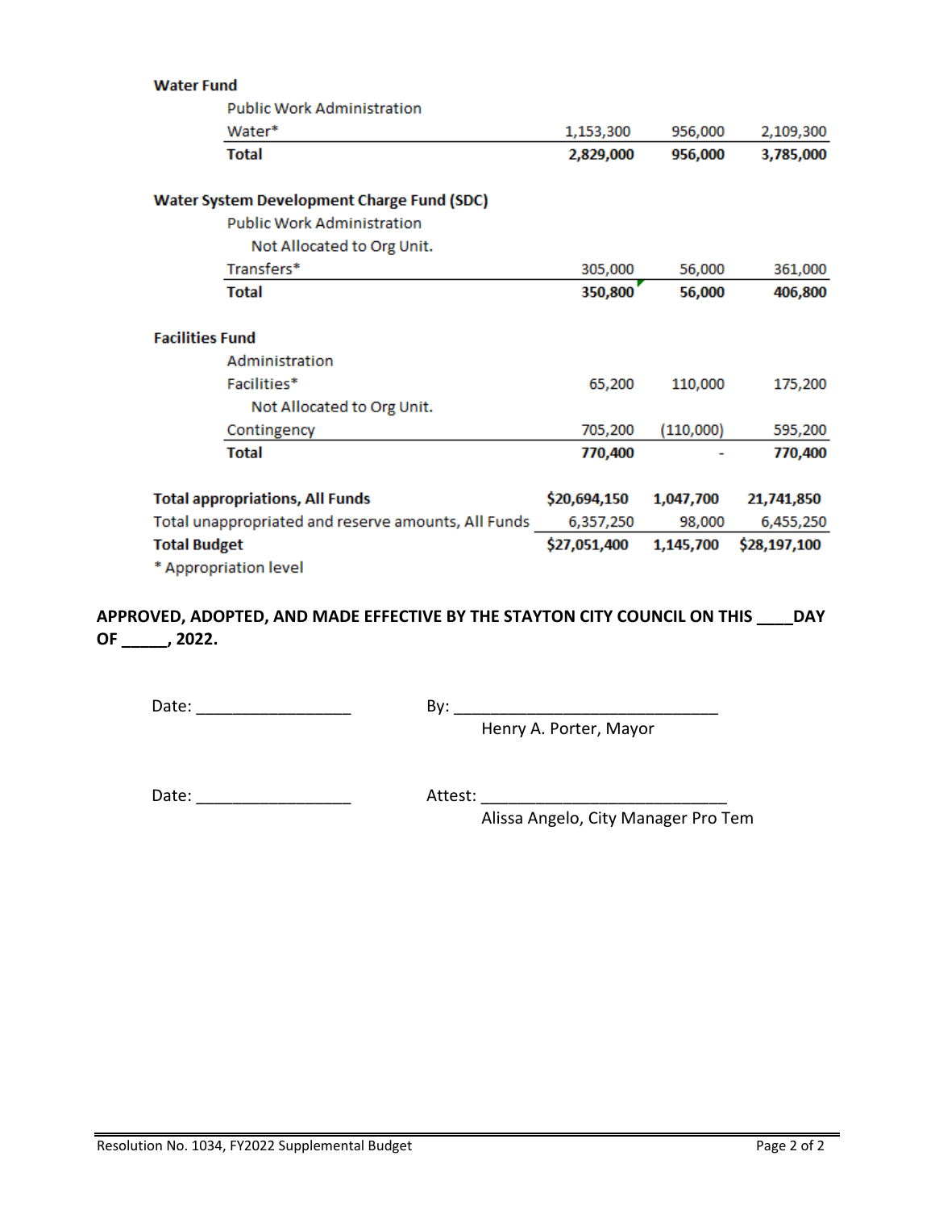| | | | |
|---|---|---|---|
| **Water Fund** | | | |
| Public Work Administration | | | |
| Water* | 1,153,300 | 956,000 | 2,109,300 |
| **Total** | **2,829,000** | **956,000** | **3,785,000** |
| | | | |
| **Water System Development Charge Fund (SDC)** | | | |
| Public Work Administration | | | |
| Not Allocated to Org Unit. | | | |
| Transfers* | 305,000 | 56,000 | 361,000 |
| **Total** | **350,800** | **56,000** | **406,800** |
| | | | |
| **Facilities Fund** | | | |
| Administration | | | |
| Facilities* | 65,200 | 110,000 | 175,200 |
| Not Allocated to Org Unit. | | | |
| Contingency | 705,200 | (110,000) | 595,200 |
| **Total** | **770,400** | - | **770,400** |
| | | | |
| **Total appropriations, All Funds** | **$20,694,150** | **1,047,700** | **21,741,850** |
| Total unappropriated and reserve amounts, All Funds | 6,357,250 | 98,000 | 6,455,250 |
| **Total Budget** | **$27,051,400** | **1,145,700** | **$28,197,100** |

* Appropriation level

**APPROVED, ADOPTED, AND MADE EFFECTIVE BY THE STAYTON CITY COUNCIL ON THIS \_\_\_\_DAY OF \_\_\_\_\_, 2022.**

Date: \_\_\_\_\_\_\_\_\_\_\_\_\_\_\_\_\_\_ By: \_\_\_\_\_\_\_\_\_\_\_\_\_\_\_\_\_\_\_\_\_\_\_\_\_\_\_\_\_\_

Henry A. Porter, Mayor

Date: \_\_\_\_\_\_\_\_\_\_\_\_\_\_\_\_\_\_ Attest: \_\_\_\_\_\_\_\_\_\_\_\_\_\_\_\_\_\_\_\_\_\_\_\_\_\_\_\_\_

Alissa Angelo, City Manager Pro Tem

Resolution No. 1034, FY2022 Supplemental Budget